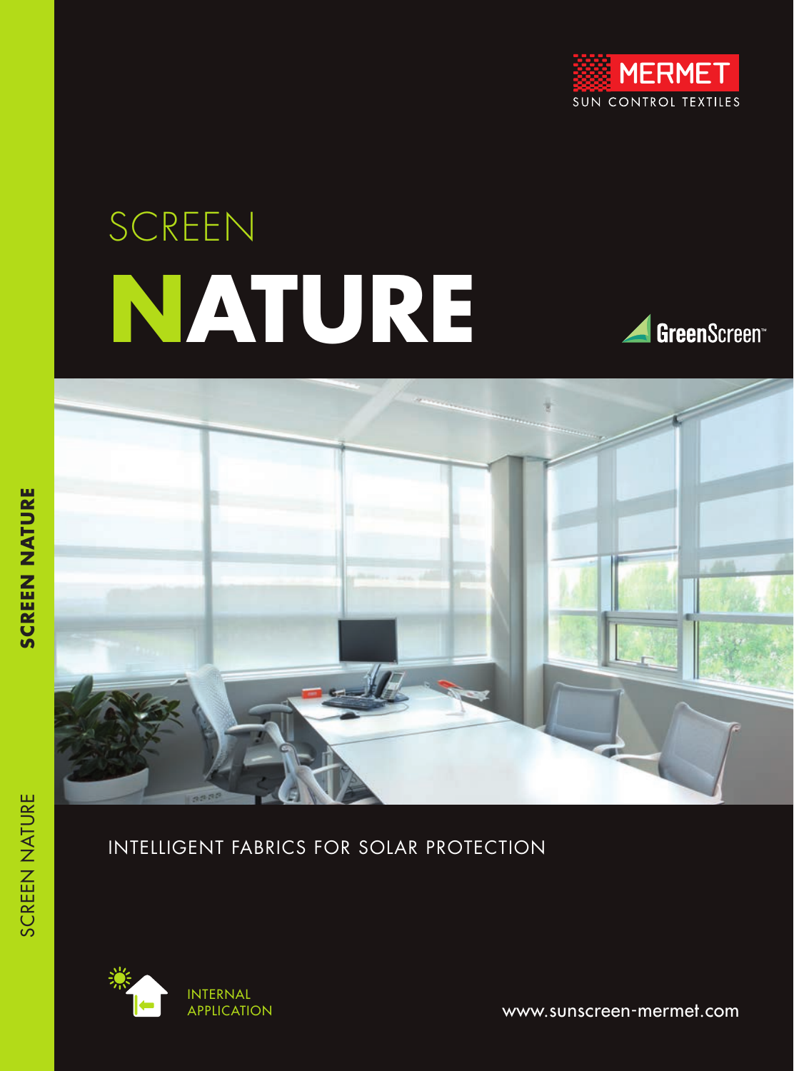MERMET

SUN CONTROL TEXTILES

# SCREEN NATURE

GreenScreen™

INTELLIGENT FABRICS FOR SOLAR PROTECTION

INTERNAL APPLICATION

www.sunscreen-mermet.com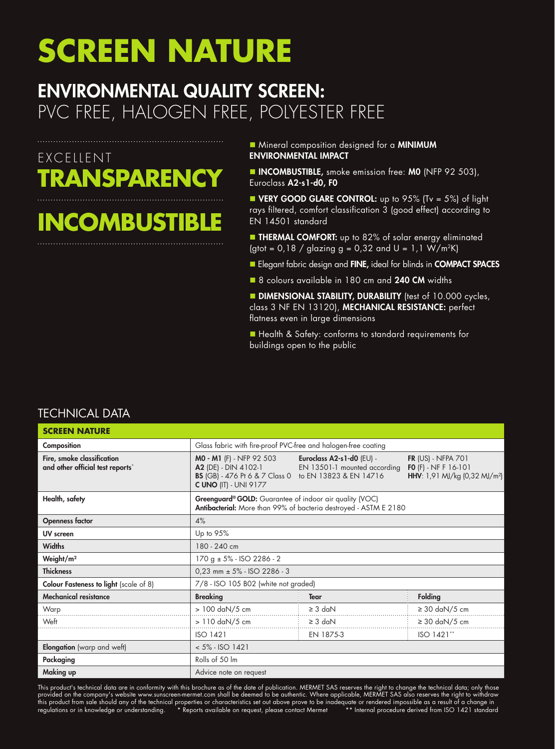# SCREEN NATURE

## ENVIRONMENTAL QUALITY SCREEN:
PVC FREE, HALOGEN FREE, POLYESTER FREE

EXCELLENT
**TRANSPARENCY**

**INCOMBUSTIBLE**

- Mineral composition designed for a **MINIMUM ENVIRONMENTAL IMPACT**
- **INCOMBUSTIBLE,** smoke emission free: **M0** (NFP 92 503), Euroclass **A2-s1-d0, F0**
- **VERY GOOD GLARE CONTROL:** up to 95% (Tv = 5%) of light rays filtered, comfort classification 3 (good effect) according to EN 14501 standard
- **THERMAL COMFORT:** up to 82% of solar energy eliminated (gtot = 0,18 / glazing g = 0,32 and U = 1,1 W/m²K)
- Elegant fabric design and **FINE,** ideal for blinds in **COMPACT SPACES**
- 8 colours available in 180 cm and **240 CM** widths
- **DIMENSIONAL STABILITY, DURABILITY** (test of 10.000 cycles, class 3 NF EN 13120), **MECHANICAL RESISTANCE:** perfect flatness even in large dimensions
- Health & Safety: conforms to standard requirements for buildings open to the public

## TECHNICAL DATA

| **SCREEN NATURE** | | | |
|---|---|---|---|
| **Composition** | Glass fabric with fire-proof PVC-free and halogen-free coating | | |
| **Fire, smoke classification and other official test reports*** | **M0 - M1** (F) - NFP 92 503 **A2** (DE) - DIN 4102-1 **BS** (GB) - 476 Pt 6 & 7 Class 0 **C UNO** (IT) - UNI 9177 | **Euroclass A2-s1-d0** (EU) - EN 13501-1 mounted according to EN 13823 & EN 14716 | **FR** (US) - NFPA 701 **F0** (F) - NF F 16-101 **HHV**: 1,91 MJ/kg (0,32 MJ/m²) |
| **Health, safety** | **Greenguard® GOLD:** Guarantee of indoor air quality (VOC) **Antibacterial:** More than 99% of bacteria destroyed - ASTM E 2180 | | |
| **Openness factor** | 4% | | |
| **UV screen** | Up to 95% | | |
| **Widths** | 180 - 240 cm | | |
| **Weight/m²** | 170 g ± 5% - ISO 2286 - 2 | | |
| **Thickness** | 0,23 mm ± 5% - ISO 2286 - 3 | | |
| **Colour Fasteness to light** (scale of 8) | 7/8 - ISO 105 B02 (white not graded) | | |
| **Mechanical resistance** | **Breaking** | **Tear** | **Folding** |
| Warp | > 100 daN/5 cm | ≥ 3 daN | ≥ 30 daN/5 cm |
| Weft | > 110 daN/5 cm | ≥ 3 daN | ≥ 30 daN/5 cm |
| | ISO 1421 | EN 1875-3 | ISO 1421** |
| **Elongation** (warp and weft) | < 5% - ISO 1421 | | |
| **Packaging** | Rolls of 50 lm | | |
| **Making up** | Advice note on request | | |

This product's technical data are in conformity with this brochure as of the date of publication. MERMET SAS reserves the right to change the technical data; only those provided on the company's website www.sunscreen-mermet.com shall be deemed to be authentic. Where applicable, MERMET SAS also reserves the right to withdraw this product from sale should any of the technical properties or characteristics set out above prove to be inadequate or rendered impossible as a result of a change in regulations or in knowledge or understanding. * Reports available on request, please contact Mermet ** Internal procedure derived from ISO 1421 standard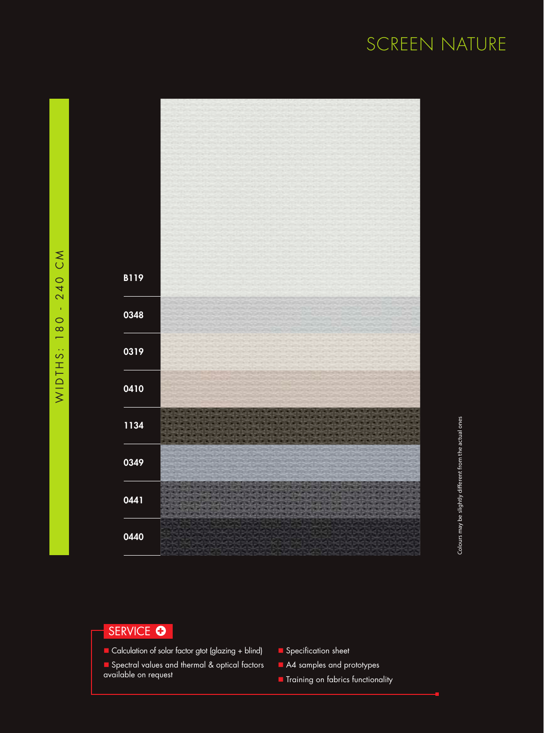# SCREEN NATURE

WIDTHS: 180 - 240 CM

B119

0348

0319

0410

1134

0349

0441

0440

Colours may be slightly different from the actual ones

## SERVICE

- Calculation of solar factor gtot (glazing + blind)
- Spectral values and thermal & optical factors available on request
- Specification sheet
- A4 samples and prototypes
- Training on fabrics functionality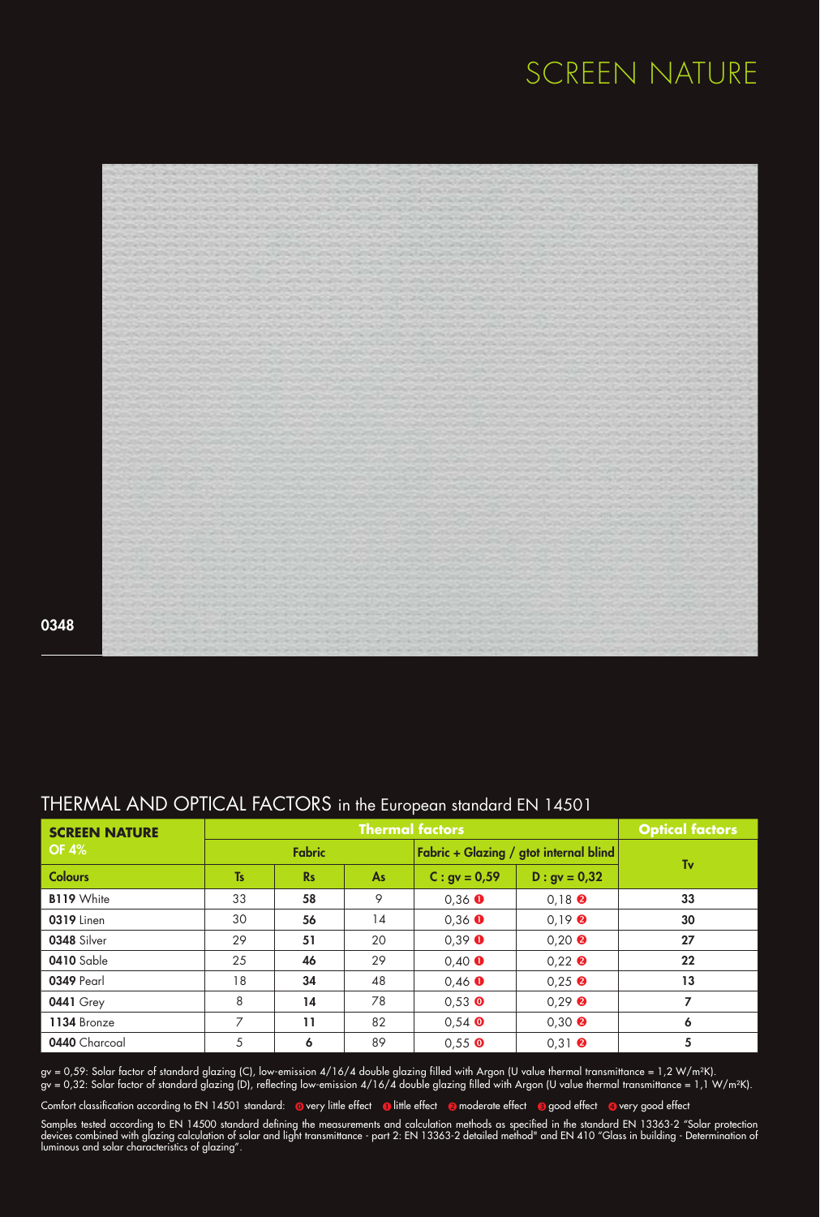# SCREEN NATURE

0348

## THERMAL AND OPTICAL FACTORS in the European standard EN 14501

| SCREEN NATURE OF 4% | Thermal factors | | | | | Optical factors |
|---|---|---|---|---|---|---|
| | Fabric | | | Fabric + Glazing / gtot internal blind | | Tv |
| Colours | Ts | Rs | As | C : gv = 0,59 | D : gv = 0,32 | |
| **B119** White | 33 | **58** | 9 | 0,36 ❶ | 0,18 ❷ | **33** |
| **0319** Linen | 30 | **56** | 14 | 0,36 ❶ | 0,19 ❷ | **30** |
| **0348** Silver | 29 | **51** | 20 | 0,39 ❶ | 0,20 ❷ | **27** |
| **0410** Sable | 25 | **46** | 29 | 0,40 ❶ | 0,22 ❷ | **22** |
| **0349** Pearl | 18 | **34** | 48 | 0,46 ❶ | 0,25 ❷ | **13** |
| **0441** Grey | 8 | **14** | 78 | 0,53 ⓿ | 0,29 ❷ | **7** |
| **1134** Bronze | 7 | **11** | 82 | 0,54 ⓿ | 0,30 ❷ | **6** |
| **0440** Charcoal | 5 | **6** | 89 | 0,55 ⓿ | 0,31 ❷ | **5** |

gv = 0,59: Solar factor of standard glazing (C), low-emission 4/16/4 double glazing filled with Argon (U value thermal transmittance = 1,2 W/m²K).
gv = 0,32: Solar factor of standard glazing (D), reflecting low-emission 4/16/4 double glazing filled with Argon (U value thermal transmittance = 1,1 W/m²K).

Comfort classification according to EN 14501 standard: ⓿ very little effect ❶ little effect ❷ moderate effect ❸ good effect ❹ very good effect

Samples tested according to EN 14500 standard defining the measurements and calculation methods as specified in the standard EN 13363-2 "Solar protection devices combined with glazing calculation of solar and light transmittance - part 2: EN 13363-2 detailed method" and EN 410 "Glass in building - Determination of luminous and solar characteristics of glazing".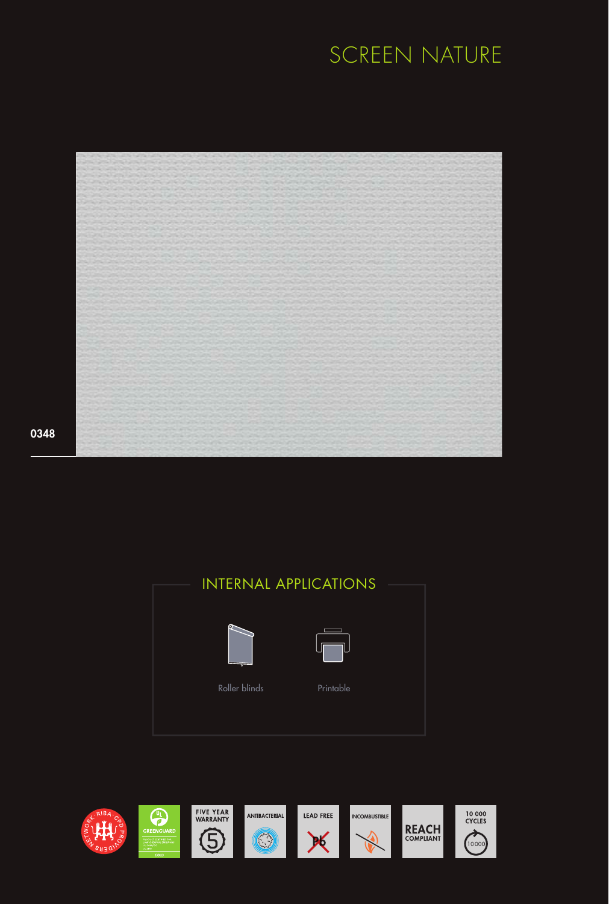# SCREEN NATURE

0348

## INTERNAL APPLICATIONS

Roller blinds

Printable

FIVE YEAR WARRANTY

ANTIBACTERIAL

LEAD FREE

INCOMBUSTIBLE

REACH COMPLIANT

10 000 CYCLES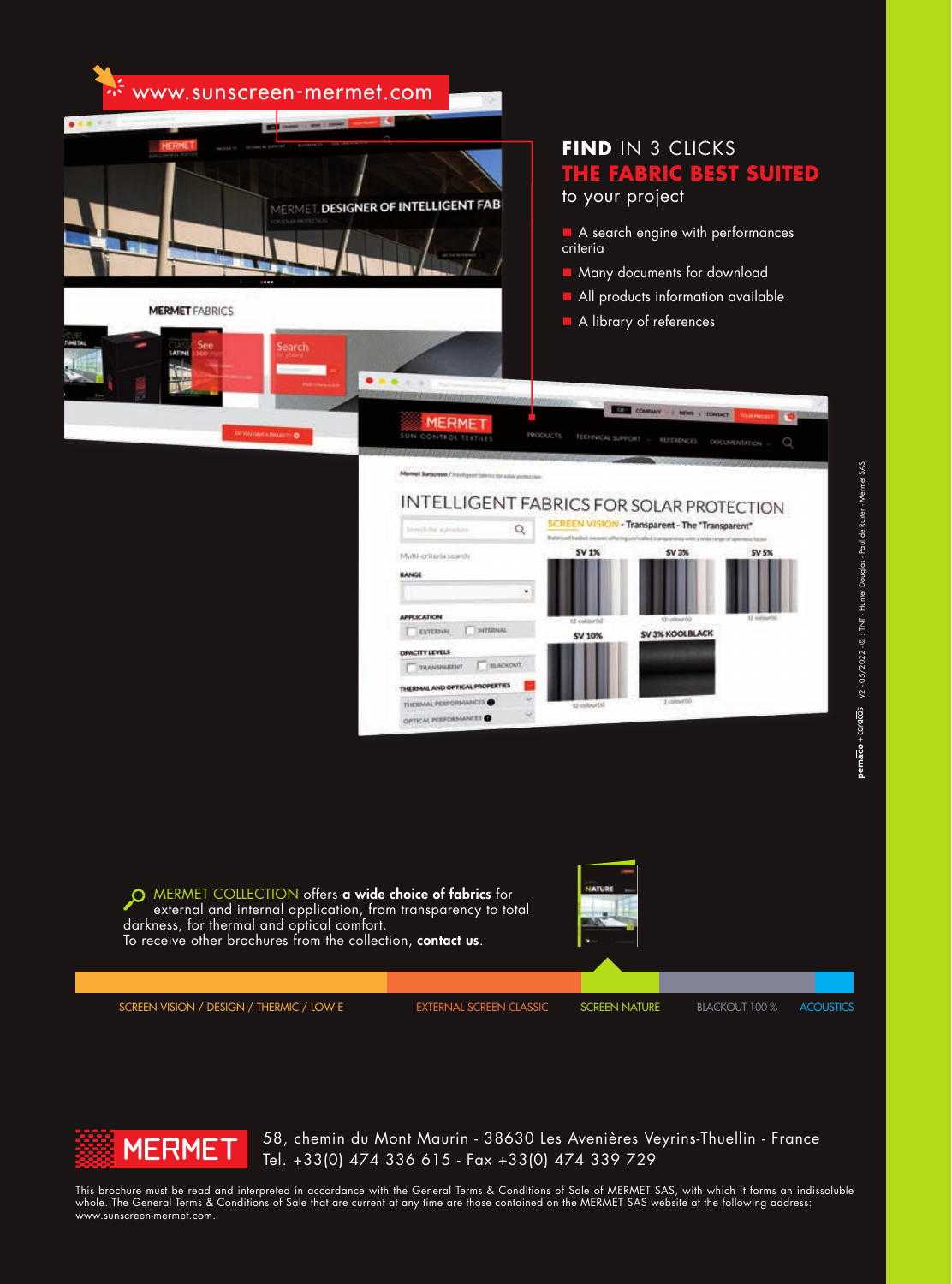www.sunscreen-mermet.com

## **FIND** IN 3 CLICKS **THE FABRIC BEST SUITED** to your project

- A search engine with performances criteria
- Many documents for download
- All products information available
- A library of references

MERMET COLLECTION offers **a wide choice of fabrics** for external and internal application, from transparency to total darkness, for thermal and optical comfort.
To receive other brochures from the collection, **contact us**.

SCREEN VISION / DESIGN / THERMIC / LOW E — EXTERNAL SCREEN CLASSIC — SCREEN NATURE — BLACKOUT 100 % — ACOUSTICS

MERMET

58, chemin du Mont Maurin - 38630 Les Avenières Veyrins-Thuellin - France
Tel. +33(0) 474 336 615 - Fax +33(0) 474 339 729

This brochure must be read and interpreted in accordance with the General Terms & Conditions of Sale of MERMET SAS, with which it forms an indissoluble whole. The General Terms & Conditions of Sale that are current at any time are those contained on the MERMET SAS website at the following address: www.sunscreen-mermet.com.

pemaco + caractus V2 - 05/2022 - ©: TNT - Hunter Douglas - Paul de Ruiter - Mermet SAS